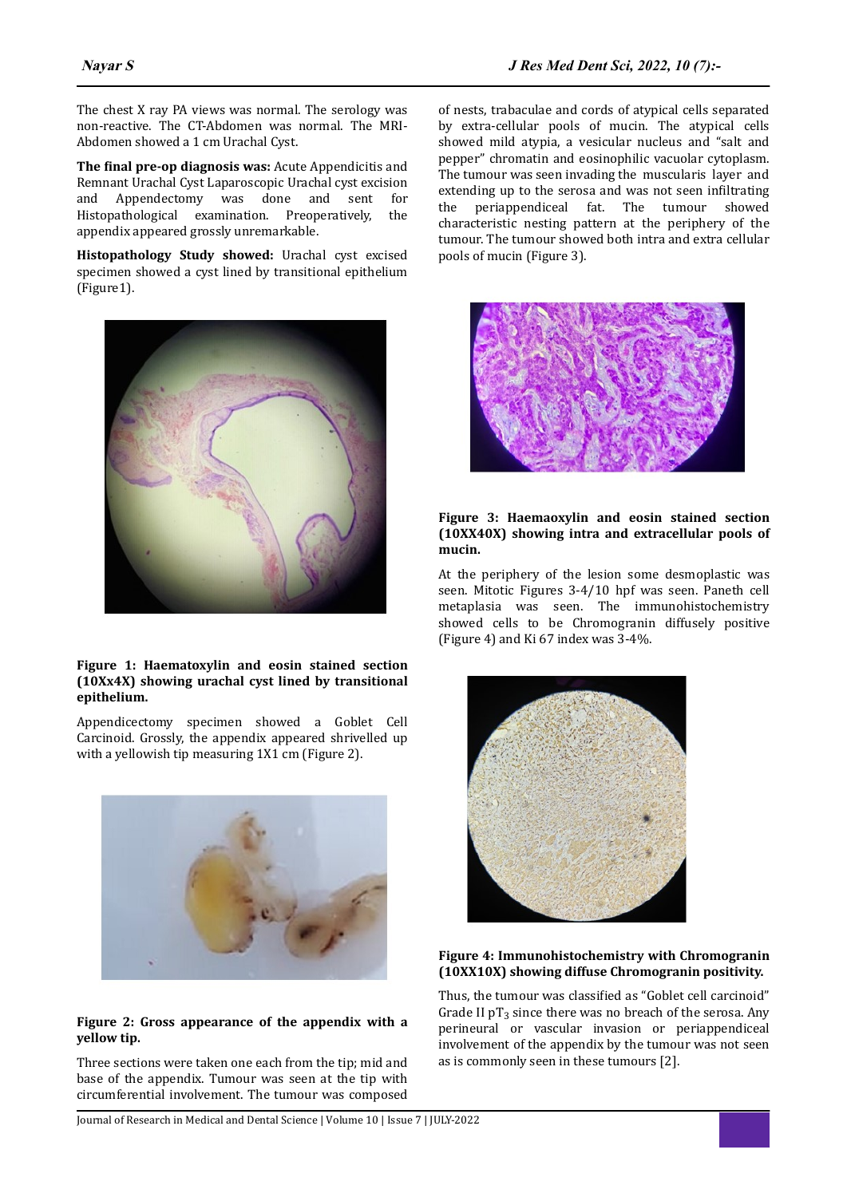The chest X ray PA views was normal. The serology was non-reactive. The CT-Abdomen was normal. The MRI-Abdomen showed a 1 cm Urachal Cyst.

**The final pre-op diagnosis was:** Acute Appendicitis and Remnant Urachal Cyst Laparoscopic Urachal cyst excision and Appendectomy was done and sent for Histopathological examination. Preoperatively, the appendix appeared grossly unremarkable.

**Histopathology Study showed:** Urachal cyst excised specimen showed a cyst lined by transitional epithelium (Figure1).

**Figure 1: Haematoxylin and eosin stained section (10Xx4X) showing urachal cyst lined by transitional epithelium.**

Appendicectomy specimen showed a Goblet Cell Carcinoid. Grossly, the appendix appeared shrivelled up with a yellowish tip measuring 1X1 cm (Figure 2).

**Figure 2: Gross appearance of the appendix with a yellow tip.**

Three sections were taken one each from the tip; mid and base of the appendix. Tumour was seen at the tip with circumferential involvement. The tumour was composed of nests, trabaculae and cords of atypical cells separated by extra-cellular pools of mucin. The atypical cells showed mild atypia, a vesicular nucleus and "salt and pepper" chromatin and eosinophilic vacuolar cytoplasm. The tumour was seen invading the muscularis layer and extending up to the serosa and was not seen infiltrating the periappendiceal fat. The tumour showed characteristic nesting pattern at the periphery of the tumour. The tumour showed both intra and extra cellular pools of mucin (Figure 3).

**Figure 3: Haemaoxylin and eosin stained section (10XX40X) showing intra and extracellular pools of mucin.**

At the periphery of the lesion some desmoplastic was seen. Mitotic Figures 3-4/10 hpf was seen. Paneth cell metaplasia was seen. The immunohistochemistry showed cells to be Chromogranin diffusely positive (Figure 4) and Ki 67 index was 3-4%.

**Figure 4: Immunohistochemistry with Chromogranin (10XX10X) showing diffuse Chromogranin positivity.**

Thus, the tumour was classified as "Goblet cell carcinoid" Grade II p$T_3$ since there was no breach of the serosa. Any perineural or vascular invasion or periappendiceal involvement of the appendix by the tumour was not seen as is commonly seen in these tumours [2].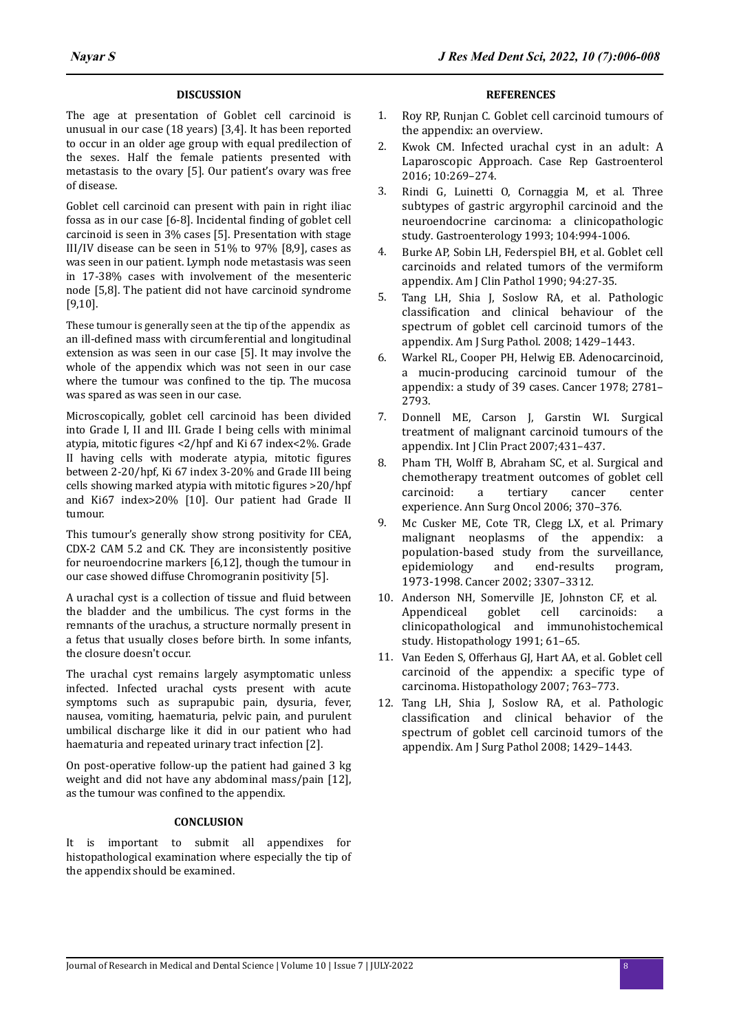## DISCUSSION

The age at presentation of Goblet cell carcinoid is unusual in our case (18 years) [3,4]. It has been reported to occur in an older age group with equal predilection of the sexes. Half the female patients presented with metastasis to the ovary [5]. Our patient's ovary was free of disease.

Goblet cell carcinoid can present with pain in right iliac fossa as in our case [6-8]. Incidental finding of goblet cell carcinoid is seen in 3% cases [5]. Presentation with stage III/IV disease can be seen in 51% to 97% [8,9], cases as was seen in our patient. Lymph node metastasis was seen in 17-38% cases with involvement of the mesenteric node [5,8]. The patient did not have carcinoid syndrome [9,10].

These tumour is generally seen at the tip of the appendix as an ill-defined mass with circumferential and longitudinal extension as was seen in our case [5]. It may involve the whole of the appendix which was not seen in our case where the tumour was confined to the tip. The mucosa was spared as was seen in our case.

Microscopically, goblet cell carcinoid has been divided into Grade I, II and III. Grade I being cells with minimal atypia, mitotic figures <2/hpf and Ki 67 index<2%. Grade II having cells with moderate atypia, mitotic figures between 2-20/hpf, Ki 67 index 3-20% and Grade III being cells showing marked atypia with mitotic figures >20/hpf and Ki67 index>20% [10]. Our patient had Grade II tumour.

This tumour's generally show strong positivity for CEA, CDX-2 CAM 5.2 and CK. They are inconsistently positive for neuroendocrine markers [6,12], though the tumour in our case showed diffuse Chromogranin positivity [5].

A urachal cyst is a collection of tissue and fluid between the bladder and the umbilicus. The cyst forms in the remnants of the urachus, a structure normally present in a fetus that usually closes before birth. In some infants, the closure doesn't occur.

The urachal cyst remains largely asymptomatic unless infected. Infected urachal cysts present with acute symptoms such as suprapubic pain, dysuria, fever, nausea, vomiting, haematuria, pelvic pain, and purulent umbilical discharge like it did in our patient who had haematuria and repeated urinary tract infection [2].

On post-operative follow-up the patient had gained 3 kg weight and did not have any abdominal mass/pain [12], as the tumour was confined to the appendix.

## CONCLUSION

It is important to submit all appendixes for histopathological examination where especially the tip of the appendix should be examined.

## REFERENCES

1. Roy RP, Runjan C. Goblet cell carcinoid tumours of the appendix: an overview.
2. Kwok CM. Infected urachal cyst in an adult: A Laparoscopic Approach. Case Rep Gastroenterol 2016; 10:269–274.
3. Rindi G, Luinetti O, Cornaggia M, et al. Three subtypes of gastric argyrophil carcinoid and the neuroendocrine carcinoma: a clinicopathologic study. Gastroenterology 1993; 104:994-1006.
4. Burke AP, Sobin LH, Federspiel BH, et al. Goblet cell carcinoids and related tumors of the vermiform appendix. Am J Clin Pathol 1990; 94:27-35.
5. Tang LH, Shia J, Soslow RA, et al. Pathologic classification and clinical behaviour of the spectrum of goblet cell carcinoid tumors of the appendix. Am J Surg Pathol. 2008; 1429–1443.
6. Warkel RL, Cooper PH, Helwig EB. Adenocarcinoid, a mucin-producing carcinoid tumour of the appendix: a study of 39 cases. Cancer 1978; 2781–2793.
7. Donnell ME, Carson J, Garstin WI. Surgical treatment of malignant carcinoid tumours of the appendix. Int J Clin Pract 2007;431–437.
8. Pham TH, Wolff B, Abraham SC, et al. Surgical and chemotherapy treatment outcomes of goblet cell carcinoid: a tertiary cancer center experience. Ann Surg Oncol 2006; 370–376.
9. Mc Cusker ME, Cote TR, Clegg LX, et al. Primary malignant neoplasms of the appendix: a population-based study from the surveillance, epidemiology and end-results program, 1973-1998. Cancer 2002; 3307–3312.
10. Anderson NH, Somerville JE, Johnston CF, et al. Appendiceal goblet cell carcinoids: a clinicopathological and immunohistochemical study. Histopathology 1991; 61–65.
11. Van Eeden S, Offerhaus GJ, Hart AA, et al. Goblet cell carcinoid of the appendix: a specific type of carcinoma. Histopathology 2007; 763–773.
12. Tang LH, Shia J, Soslow RA, et al. Pathologic classification and clinical behavior of the spectrum of goblet cell carcinoid tumors of the appendix. Am J Surg Pathol 2008; 1429–1443.